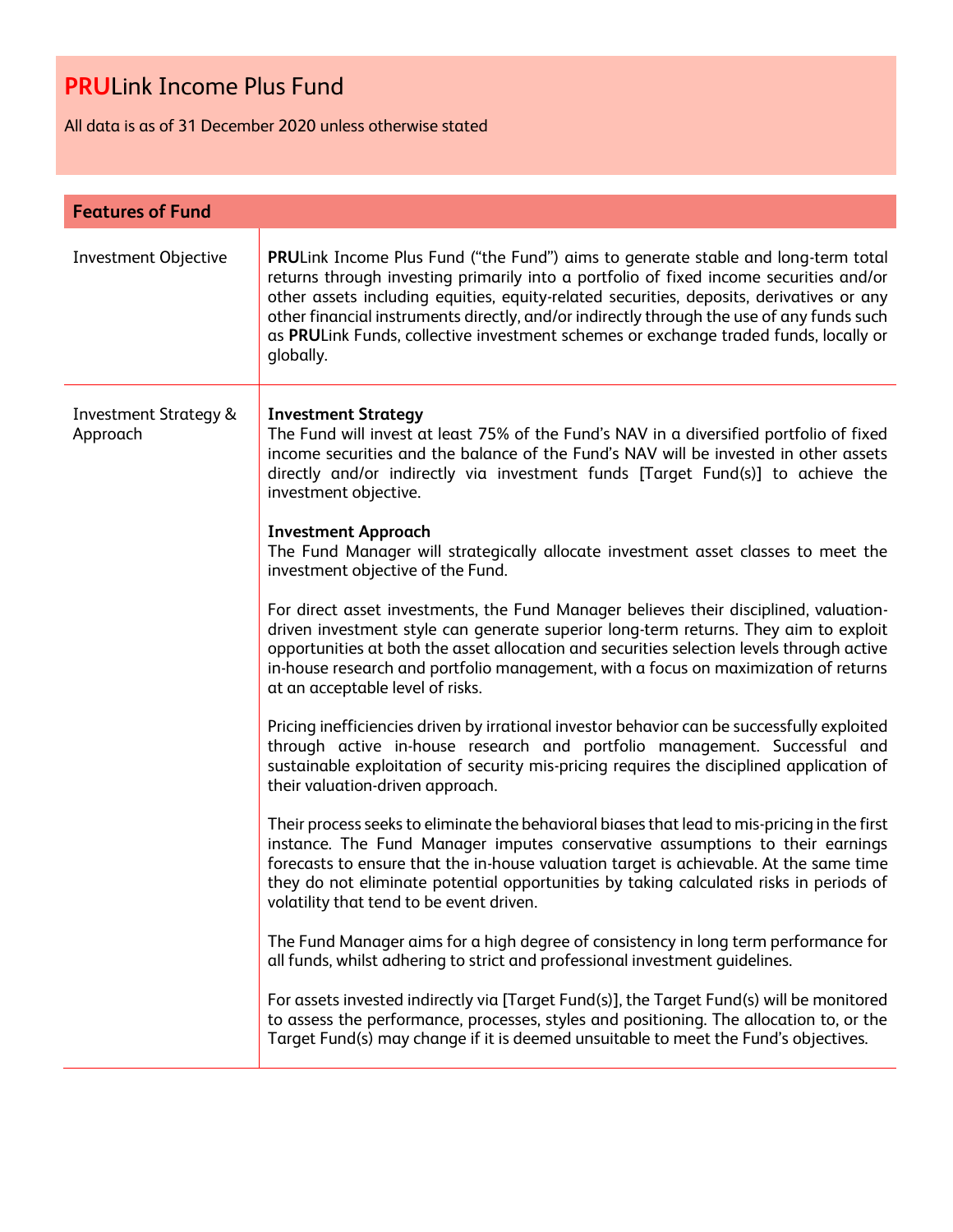# **PRU**Link Income Plus Fund

All data is as of 31 December 2020 unless otherwise stated

## Features of Fund

| | |
|---|---|
| Investment Objective | **PRU**Link Income Plus Fund ("the Fund") aims to generate stable and long-term total returns through investing primarily into a portfolio of fixed income securities and/or other assets including equities, equity-related securities, deposits, derivatives or any other financial instruments directly, and/or indirectly through the use of any funds such as **PRU**Link Funds, collective investment schemes or exchange traded funds, locally or globally. |
| Investment Strategy & Approach | **Investment Strategy**<br>The Fund will invest at least 75% of the Fund's NAV in a diversified portfolio of fixed income securities and the balance of the Fund's NAV will be invested in other assets directly and/or indirectly via investment funds [Target Fund(s)] to achieve the investment objective.<br><br>**Investment Approach**<br>The Fund Manager will strategically allocate investment asset classes to meet the investment objective of the Fund.<br><br>For direct asset investments, the Fund Manager believes their disciplined, valuation-driven investment style can generate superior long-term returns. They aim to exploit opportunities at both the asset allocation and securities selection levels through active in-house research and portfolio management, with a focus on maximization of returns at an acceptable level of risks.<br><br>Pricing inefficiencies driven by irrational investor behavior can be successfully exploited through active in-house research and portfolio management. Successful and sustainable exploitation of security mis-pricing requires the disciplined application of their valuation-driven approach.<br><br>Their process seeks to eliminate the behavioral biases that lead to mis-pricing in the first instance. The Fund Manager imputes conservative assumptions to their earnings forecasts to ensure that the in-house valuation target is achievable. At the same time they do not eliminate potential opportunities by taking calculated risks in periods of volatility that tend to be event driven.<br><br>The Fund Manager aims for a high degree of consistency in long term performance for all funds, whilst adhering to strict and professional investment guidelines.<br><br>For assets invested indirectly via [Target Fund(s)], the Target Fund(s) will be monitored to assess the performance, processes, styles and positioning. The allocation to, or the Target Fund(s) may change if it is deemed unsuitable to meet the Fund's objectives. |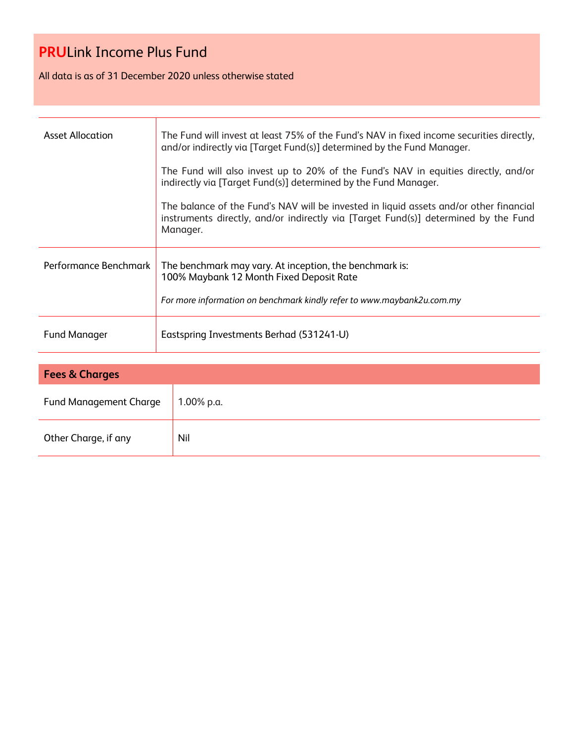# **PRU**Link Income Plus Fund

All data is as of 31 December 2020 unless otherwise stated

| | |
|---|---|
| Asset Allocation | The Fund will invest at least 75% of the Fund's NAV in fixed income securities directly, and/or indirectly via [Target Fund(s)] determined by the Fund Manager.<br><br>The Fund will also invest up to 20% of the Fund's NAV in equities directly, and/or indirectly via [Target Fund(s)] determined by the Fund Manager.<br><br>The balance of the Fund's NAV will be invested in liquid assets and/or other financial instruments directly, and/or indirectly via [Target Fund(s)] determined by the Fund Manager. |
| Performance Benchmark | The benchmark may vary. At inception, the benchmark is:<br>100% Maybank 12 Month Fixed Deposit Rate<br><br>*For more information on benchmark kindly refer to www.maybank2u.com.my* |
| Fund Manager | Eastspring Investments Berhad (531241-U) |

## Fees & Charges

| | |
|---|---|
| Fund Management Charge | 1.00% p.a. |
| Other Charge, if any | Nil |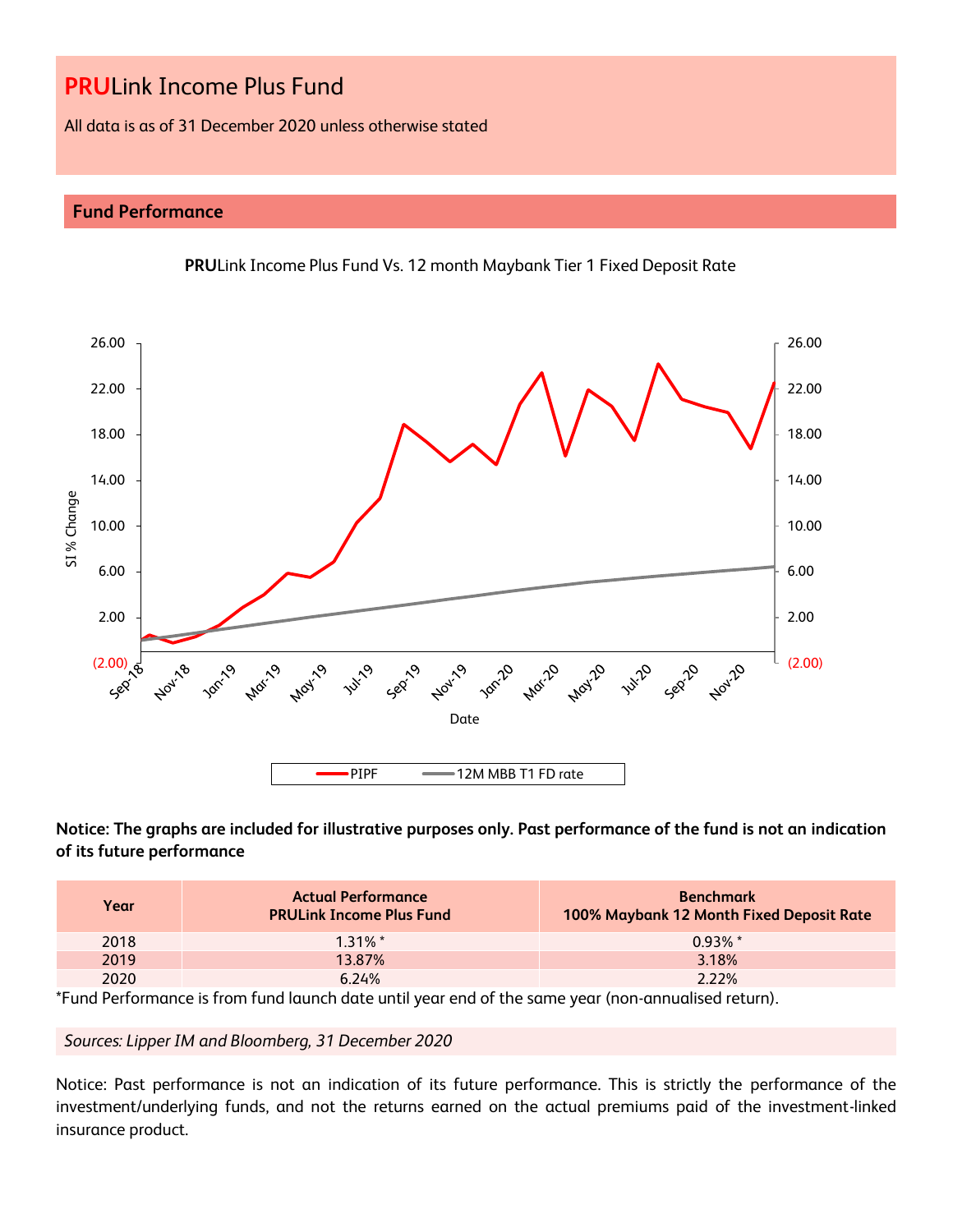# PRULink Income Plus Fund

All data is as of 31 December 2020 unless otherwise stated

## Fund Performance

**PRU**Link Income Plus Fund Vs. 12 month Maybank Tier 1 Fixed Deposit Rate

**Notice: The graphs are included for illustrative purposes only. Past performance of the fund is not an indication of its future performance**

| Year | Actual Performance PRULink Income Plus Fund | Benchmark 100% Maybank 12 Month Fixed Deposit Rate |
|---|---|---|
| 2018 | 1.31% * | 0.93% * |
| 2019 | 13.87% | 3.18% |
| 2020 | 6.24% | 2.22% |

*Fund Performance is from fund launch date until year end of the same year (non-annualised return).

*Sources: Lipper IM and Bloomberg, 31 December 2020*

Notice: Past performance is not an indication of its future performance. This is strictly the performance of the investment/underlying funds, and not the returns earned on the actual premiums paid of the investment-linked insurance product.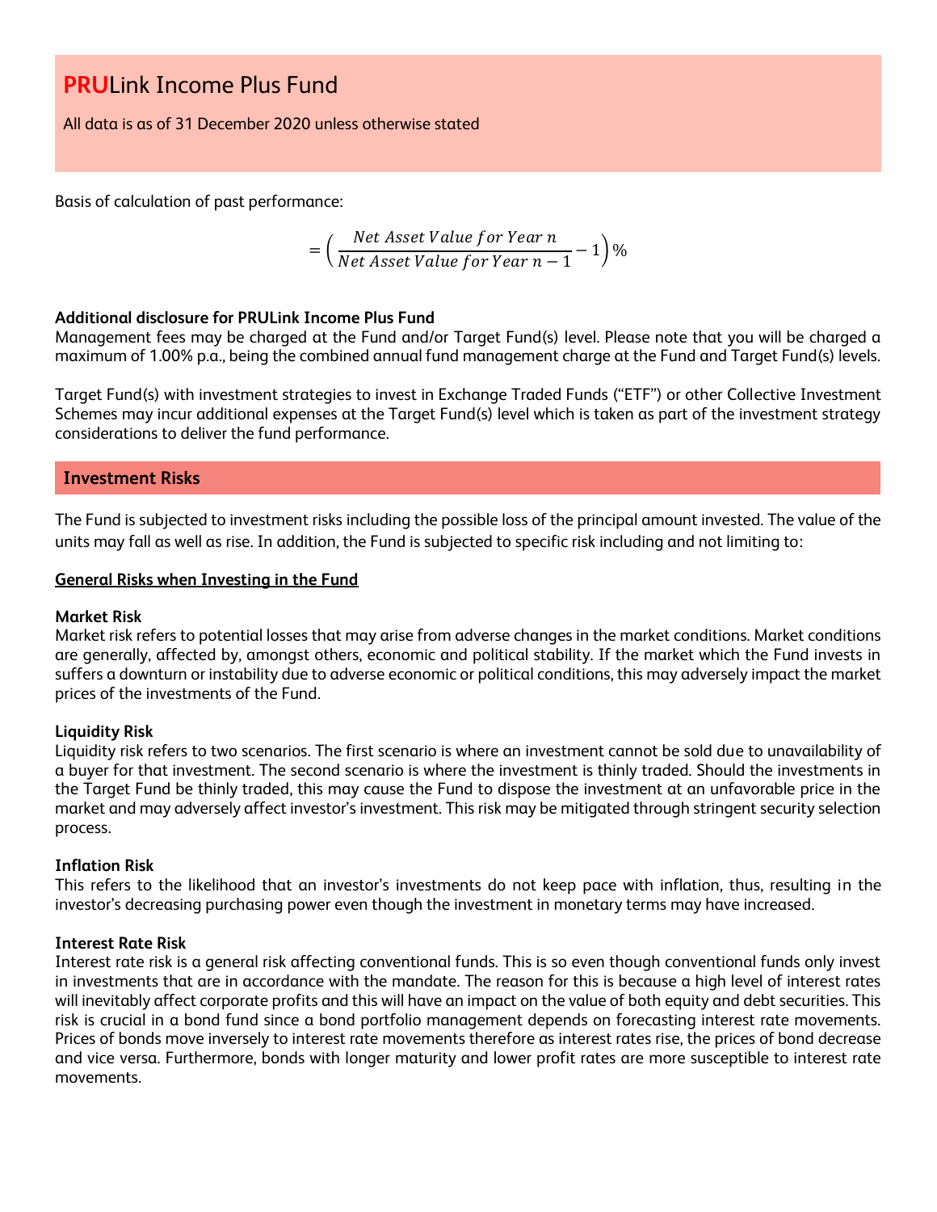# **PRU**Link Income Plus Fund

All data is as of 31 December 2020 unless otherwise stated

Basis of calculation of past performance:

$$= \left( \frac{Net\ Asset\ Value\ for\ Year\ n}{Net\ Asset\ Value\ for\ Year\ n-1} - 1 \right)\%$$

**Additional disclosure for PRULink Income Plus Fund**

Management fees may be charged at the Fund and/or Target Fund(s) level. Please note that you will be charged a maximum of 1.00% p.a., being the combined annual fund management charge at the Fund and Target Fund(s) levels.

Target Fund(s) with investment strategies to invest in Exchange Traded Funds ("ETF") or other Collective Investment Schemes may incur additional expenses at the Target Fund(s) level which is taken as part of the investment strategy considerations to deliver the fund performance.

## Investment Risks

The Fund is subjected to investment risks including the possible loss of the principal amount invested. The value of the units may fall as well as rise. In addition, the Fund is subjected to specific risk including and not limiting to:

### General Risks when Investing in the Fund

**Market Risk**

Market risk refers to potential losses that may arise from adverse changes in the market conditions. Market conditions are generally, affected by, amongst others, economic and political stability. If the market which the Fund invests in suffers a downturn or instability due to adverse economic or political conditions, this may adversely impact the market prices of the investments of the Fund.

**Liquidity Risk**

Liquidity risk refers to two scenarios. The first scenario is where an investment cannot be sold due to unavailability of a buyer for that investment. The second scenario is where the investment is thinly traded. Should the investments in the Target Fund be thinly traded, this may cause the Fund to dispose the investment at an unfavorable price in the market and may adversely affect investor's investment. This risk may be mitigated through stringent security selection process.

**Inflation Risk**

This refers to the likelihood that an investor's investments do not keep pace with inflation, thus, resulting in the investor's decreasing purchasing power even though the investment in monetary terms may have increased.

**Interest Rate Risk**

Interest rate risk is a general risk affecting conventional funds. This is so even though conventional funds only invest in investments that are in accordance with the mandate. The reason for this is because a high level of interest rates will inevitably affect corporate profits and this will have an impact on the value of both equity and debt securities. This risk is crucial in a bond fund since a bond portfolio management depends on forecasting interest rate movements. Prices of bonds move inversely to interest rate movements therefore as interest rates rise, the prices of bond decrease and vice versa. Furthermore, bonds with longer maturity and lower profit rates are more susceptible to interest rate movements.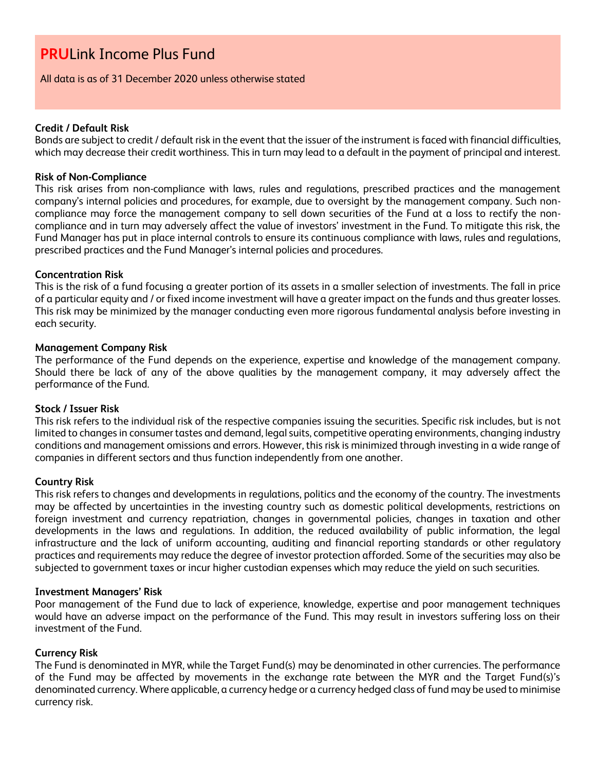# **PRU**Link Income Plus Fund

All data is as of 31 December 2020 unless otherwise stated

**Credit / Default Risk**
Bonds are subject to credit / default risk in the event that the issuer of the instrument is faced with financial difficulties, which may decrease their credit worthiness. This in turn may lead to a default in the payment of principal and interest.

**Risk of Non-Compliance**
This risk arises from non-compliance with laws, rules and regulations, prescribed practices and the management company's internal policies and procedures, for example, due to oversight by the management company. Such non-compliance may force the management company to sell down securities of the Fund at a loss to rectify the non-compliance and in turn may adversely affect the value of investors' investment in the Fund. To mitigate this risk, the Fund Manager has put in place internal controls to ensure its continuous compliance with laws, rules and regulations, prescribed practices and the Fund Manager's internal policies and procedures.

**Concentration Risk**
This is the risk of a fund focusing a greater portion of its assets in a smaller selection of investments. The fall in price of a particular equity and / or fixed income investment will have a greater impact on the funds and thus greater losses. This risk may be minimized by the manager conducting even more rigorous fundamental analysis before investing in each security.

**Management Company Risk**
The performance of the Fund depends on the experience, expertise and knowledge of the management company. Should there be lack of any of the above qualities by the management company, it may adversely affect the performance of the Fund.

**Stock / Issuer Risk**
This risk refers to the individual risk of the respective companies issuing the securities. Specific risk includes, but is not limited to changes in consumer tastes and demand, legal suits, competitive operating environments, changing industry conditions and management omissions and errors. However, this risk is minimized through investing in a wide range of companies in different sectors and thus function independently from one another.

**Country Risk**
This risk refers to changes and developments in regulations, politics and the economy of the country. The investments may be affected by uncertainties in the investing country such as domestic political developments, restrictions on foreign investment and currency repatriation, changes in governmental policies, changes in taxation and other developments in the laws and regulations. In addition, the reduced availability of public information, the legal infrastructure and the lack of uniform accounting, auditing and financial reporting standards or other regulatory practices and requirements may reduce the degree of investor protection afforded. Some of the securities may also be subjected to government taxes or incur higher custodian expenses which may reduce the yield on such securities.

**Investment Managers' Risk**
Poor management of the Fund due to lack of experience, knowledge, expertise and poor management techniques would have an adverse impact on the performance of the Fund. This may result in investors suffering loss on their investment of the Fund.

**Currency Risk**
The Fund is denominated in MYR, while the Target Fund(s) may be denominated in other currencies. The performance of the Fund may be affected by movements in the exchange rate between the MYR and the Target Fund(s)'s denominated currency. Where applicable, a currency hedge or a currency hedged class of fund may be used to minimise currency risk.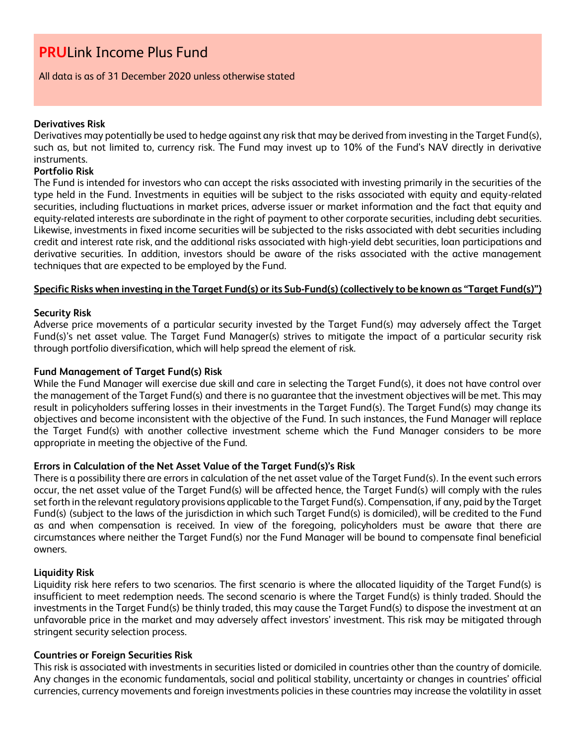# **PRU**Link Income Plus Fund

All data is as of 31 December 2020 unless otherwise stated

**Derivatives Risk**

Derivatives may potentially be used to hedge against any risk that may be derived from investing in the Target Fund(s), such as, but not limited to, currency risk. The Fund may invest up to 10% of the Fund's NAV directly in derivative instruments.

**Portfolio Risk**

The Fund is intended for investors who can accept the risks associated with investing primarily in the securities of the type held in the Fund. Investments in equities will be subject to the risks associated with equity and equity-related securities, including fluctuations in market prices, adverse issuer or market information and the fact that equity and equity-related interests are subordinate in the right of payment to other corporate securities, including debt securities. Likewise, investments in fixed income securities will be subjected to the risks associated with debt securities including credit and interest rate risk, and the additional risks associated with high-yield debt securities, loan participations and derivative securities. In addition, investors should be aware of the risks associated with the active management techniques that are expected to be employed by the Fund.

**Specific Risks when investing in the Target Fund(s) or its Sub-Fund(s) (collectively to be known as "Target Fund(s)")**

**Security Risk**

Adverse price movements of a particular security invested by the Target Fund(s) may adversely affect the Target Fund(s)'s net asset value. The Target Fund Manager(s) strives to mitigate the impact of a particular security risk through portfolio diversification, which will help spread the element of risk.

**Fund Management of Target Fund(s) Risk**

While the Fund Manager will exercise due skill and care in selecting the Target Fund(s), it does not have control over the management of the Target Fund(s) and there is no guarantee that the investment objectives will be met. This may result in policyholders suffering losses in their investments in the Target Fund(s). The Target Fund(s) may change its objectives and become inconsistent with the objective of the Fund. In such instances, the Fund Manager will replace the Target Fund(s) with another collective investment scheme which the Fund Manager considers to be more appropriate in meeting the objective of the Fund.

**Errors in Calculation of the Net Asset Value of the Target Fund(s)'s Risk**

There is a possibility there are errors in calculation of the net asset value of the Target Fund(s). In the event such errors occur, the net asset value of the Target Fund(s) will be affected hence, the Target Fund(s) will comply with the rules set forth in the relevant regulatory provisions applicable to the Target Fund(s). Compensation, if any, paid by the Target Fund(s) (subject to the laws of the jurisdiction in which such Target Fund(s) is domiciled), will be credited to the Fund as and when compensation is received. In view of the foregoing, policyholders must be aware that there are circumstances where neither the Target Fund(s) nor the Fund Manager will be bound to compensate final beneficial owners.

**Liquidity Risk**

Liquidity risk here refers to two scenarios. The first scenario is where the allocated liquidity of the Target Fund(s) is insufficient to meet redemption needs. The second scenario is where the Target Fund(s) is thinly traded. Should the investments in the Target Fund(s) be thinly traded, this may cause the Target Fund(s) to dispose the investment at an unfavorable price in the market and may adversely affect investors' investment. This risk may be mitigated through stringent security selection process.

**Countries or Foreign Securities Risk**

This risk is associated with investments in securities listed or domiciled in countries other than the country of domicile. Any changes in the economic fundamentals, social and political stability, uncertainty or changes in countries' official currencies, currency movements and foreign investments policies in these countries may increase the volatility in asset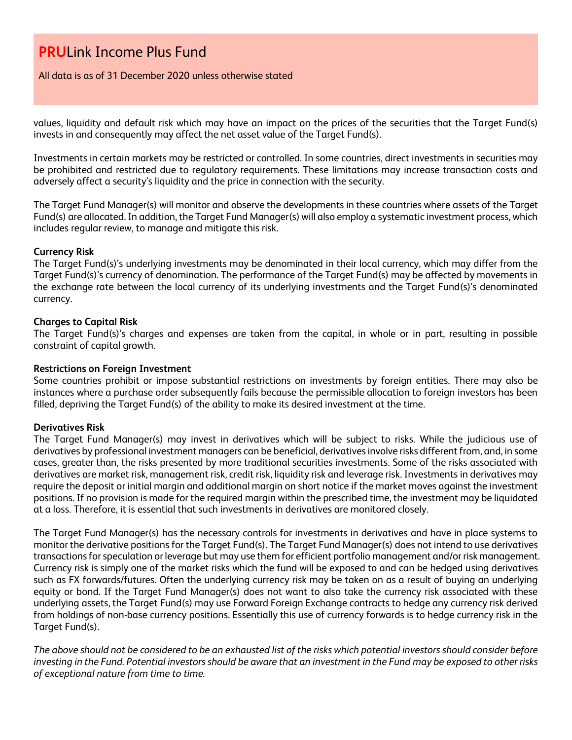values, liquidity and default risk which may have an impact on the prices of the securities that the Target Fund(s) invests in and consequently may affect the net asset value of the Target Fund(s).

Investments in certain markets may be restricted or controlled. In some countries, direct investments in securities may be prohibited and restricted due to regulatory requirements. These limitations may increase transaction costs and adversely affect a security's liquidity and the price in connection with the security.

The Target Fund Manager(s) will monitor and observe the developments in these countries where assets of the Target Fund(s) are allocated. In addition, the Target Fund Manager(s) will also employ a systematic investment process, which includes regular review, to manage and mitigate this risk.

**Currency Risk**
The Target Fund(s)'s underlying investments may be denominated in their local currency, which may differ from the Target Fund(s)'s currency of denomination. The performance of the Target Fund(s) may be affected by movements in the exchange rate between the local currency of its underlying investments and the Target Fund(s)'s denominated currency.

**Charges to Capital Risk**
The Target Fund(s)'s charges and expenses are taken from the capital, in whole or in part, resulting in possible constraint of capital growth.

**Restrictions on Foreign Investment**
Some countries prohibit or impose substantial restrictions on investments by foreign entities. There may also be instances where a purchase order subsequently fails because the permissible allocation to foreign investors has been filled, depriving the Target Fund(s) of the ability to make its desired investment at the time.

**Derivatives Risk**
The Target Fund Manager(s) may invest in derivatives which will be subject to risks. While the judicious use of derivatives by professional investment managers can be beneficial, derivatives involve risks different from, and, in some cases, greater than, the risks presented by more traditional securities investments. Some of the risks associated with derivatives are market risk, management risk, credit risk, liquidity risk and leverage risk. Investments in derivatives may require the deposit or initial margin and additional margin on short notice if the market moves against the investment positions. If no provision is made for the required margin within the prescribed time, the investment may be liquidated at a loss. Therefore, it is essential that such investments in derivatives are monitored closely.

The Target Fund Manager(s) has the necessary controls for investments in derivatives and have in place systems to monitor the derivative positions for the Target Fund(s). The Target Fund Manager(s) does not intend to use derivatives transactions for speculation or leverage but may use them for efficient portfolio management and/or risk management. Currency risk is simply one of the market risks which the fund will be exposed to and can be hedged using derivatives such as FX forwards/futures. Often the underlying currency risk may be taken on as a result of buying an underlying equity or bond. If the Target Fund Manager(s) does not want to also take the currency risk associated with these underlying assets, the Target Fund(s) may use Forward Foreign Exchange contracts to hedge any currency risk derived from holdings of non-base currency positions. Essentially this use of currency forwards is to hedge currency risk in the Target Fund(s).

*The above should not be considered to be an exhausted list of the risks which potential investors should consider before investing in the Fund. Potential investors should be aware that an investment in the Fund may be exposed to other risks of exceptional nature from time to time.*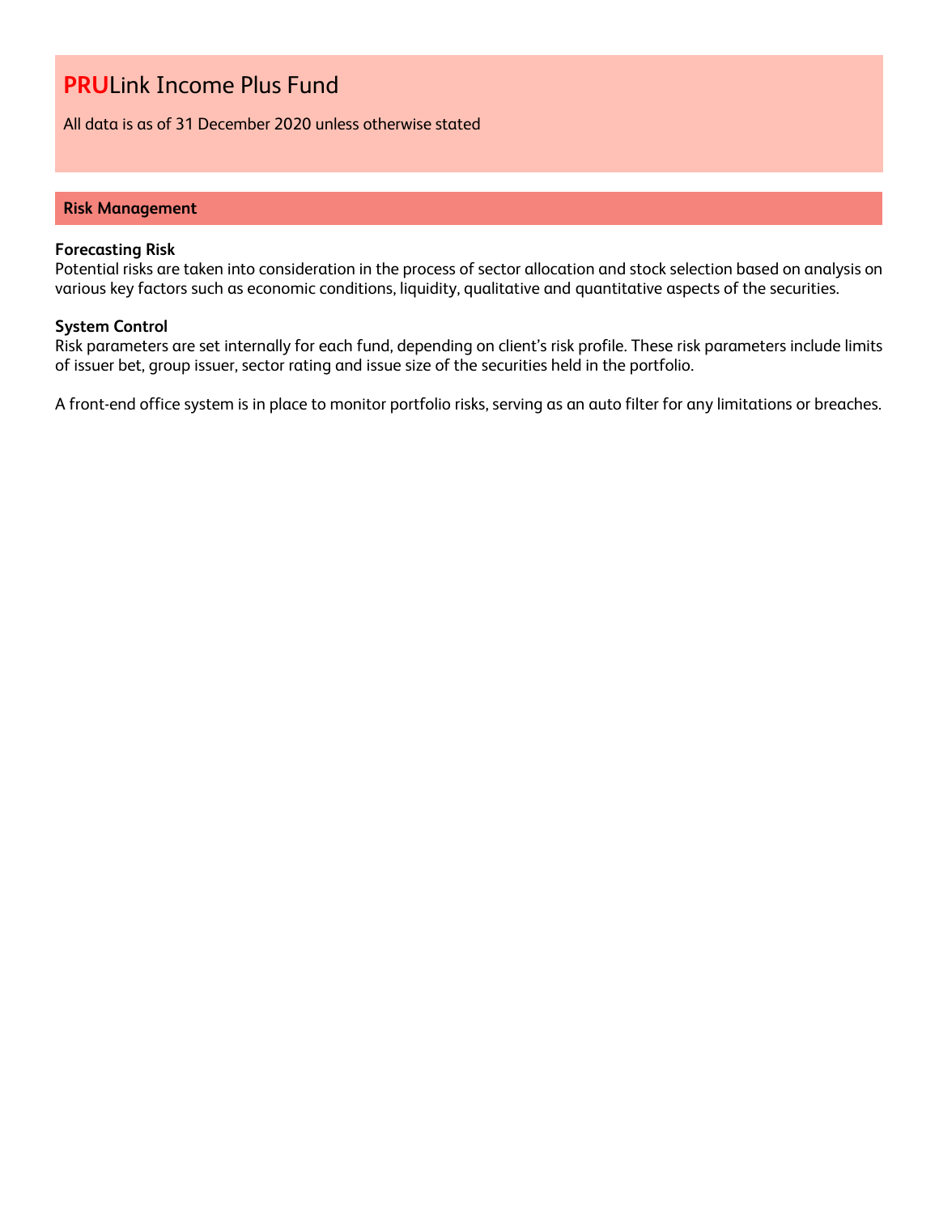# **PRU**Link Income Plus Fund

All data is as of 31 December 2020 unless otherwise stated

## Risk Management

**Forecasting Risk**
Potential risks are taken into consideration in the process of sector allocation and stock selection based on analysis on various key factors such as economic conditions, liquidity, qualitative and quantitative aspects of the securities.

**System Control**
Risk parameters are set internally for each fund, depending on client's risk profile. These risk parameters include limits of issuer bet, group issuer, sector rating and issue size of the securities held in the portfolio.

A front-end office system is in place to monitor portfolio risks, serving as an auto filter for any limitations or breaches.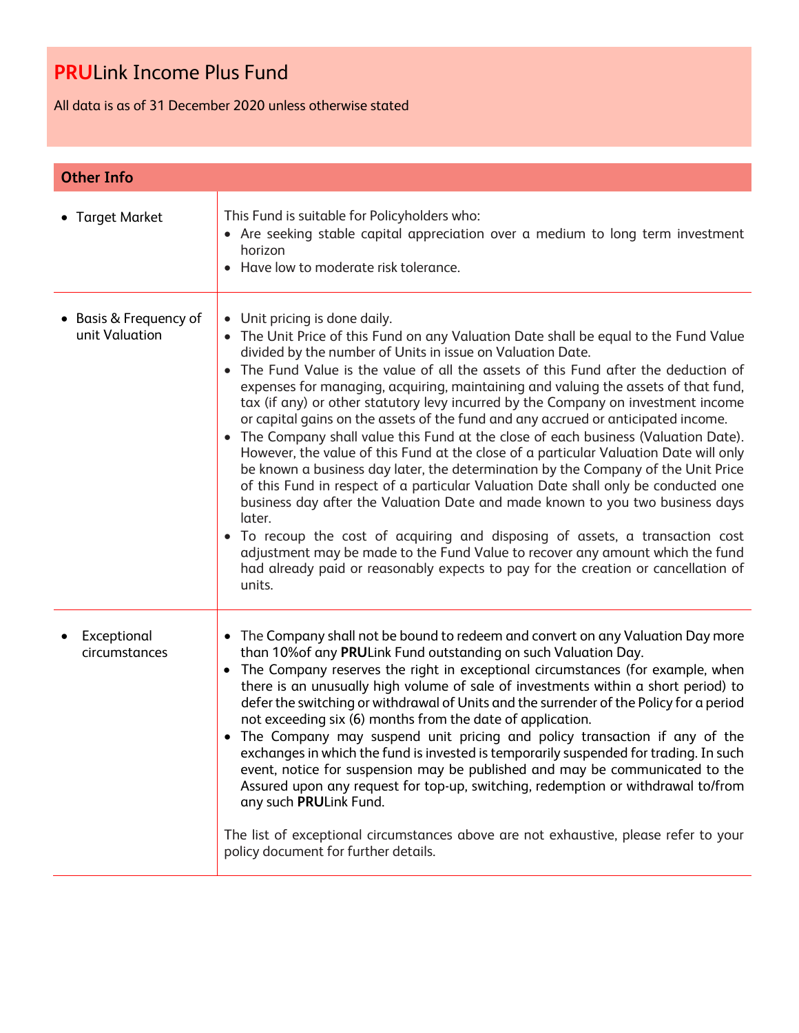# **PRU**Link Income Plus Fund

All data is as of 31 December 2020 unless otherwise stated

## Other Info

| | |
|---|---|
| • Target Market | This Fund is suitable for Policyholders who:<br>• Are seeking stable capital appreciation over a medium to long term investment horizon<br>• Have low to moderate risk tolerance. |
| • Basis & Frequency of unit Valuation | • Unit pricing is done daily.<br>• The Unit Price of this Fund on any Valuation Date shall be equal to the Fund Value divided by the number of Units in issue on Valuation Date.<br>• The Fund Value is the value of all the assets of this Fund after the deduction of expenses for managing, acquiring, maintaining and valuing the assets of that fund, tax (if any) or other statutory levy incurred by the Company on investment income or capital gains on the assets of the fund and any accrued or anticipated income.<br>• The Company shall value this Fund at the close of each business (Valuation Date). However, the value of this Fund at the close of a particular Valuation Date will only be known a business day later, the determination by the Company of the Unit Price of this Fund in respect of a particular Valuation Date shall only be conducted one business day after the Valuation Date and made known to you two business days later.<br>• To recoup the cost of acquiring and disposing of assets, a transaction cost adjustment may be made to the Fund Value to recover any amount which the fund had already paid or reasonably expects to pay for the creation or cancellation of units. |
| • Exceptional circumstances | • The Company shall not be bound to redeem and convert on any Valuation Day more than 10%of any **PRU**Link Fund outstanding on such Valuation Day.<br>• The Company reserves the right in exceptional circumstances (for example, when there is an unusually high volume of sale of investments within a short period) to defer the switching or withdrawal of Units and the surrender of the Policy for a period not exceeding six (6) months from the date of application.<br>• The Company may suspend unit pricing and policy transaction if any of the exchanges in which the fund is invested is temporarily suspended for trading. In such event, notice for suspension may be published and may be communicated to the Assured upon any request for top-up, switching, redemption or withdrawal to/from any such **PRU**Link Fund.<br><br>The list of exceptional circumstances above are not exhaustive, please refer to your policy document for further details. |